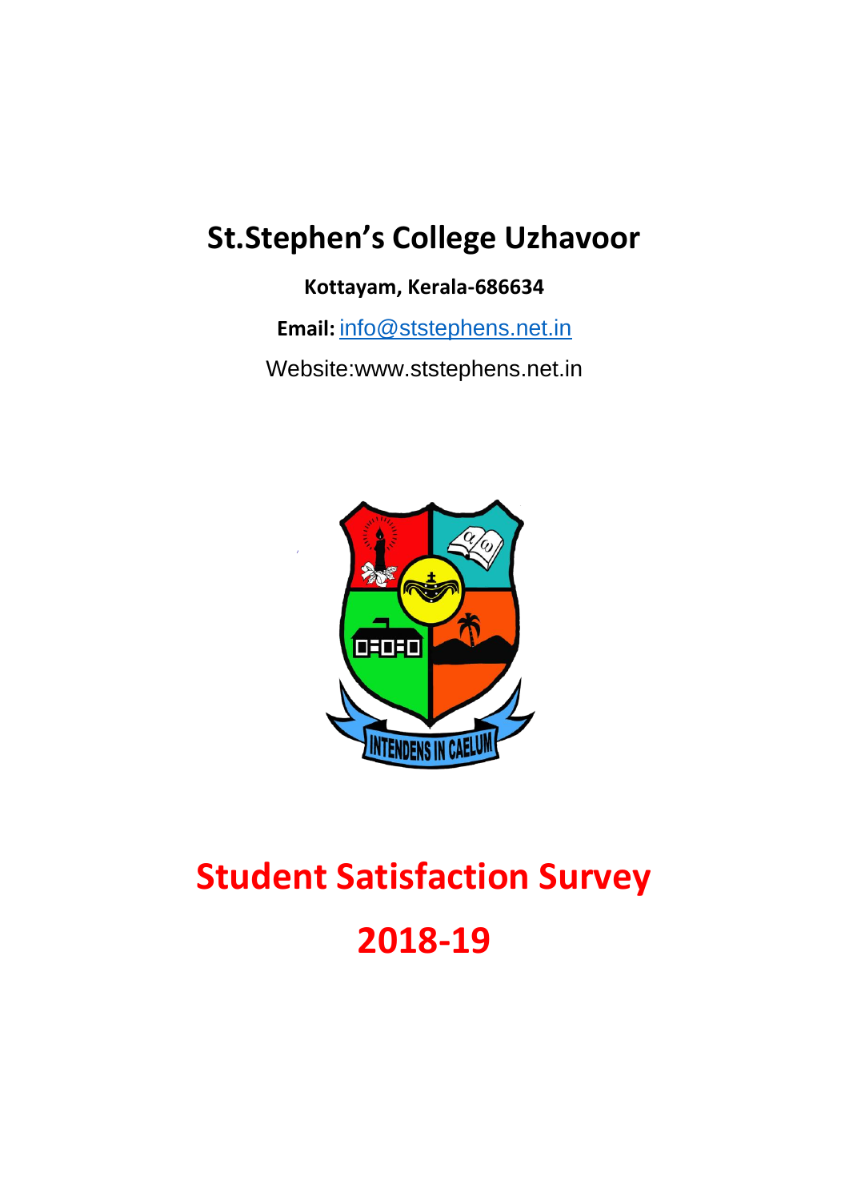# St.Stephen's College Uzhavoor

**Kottayam, Kerala-686634**

**Email:** info@ststephens.net.in

Website:www.ststephens.net.in

# Student Satisfaction Survey

# 2018-19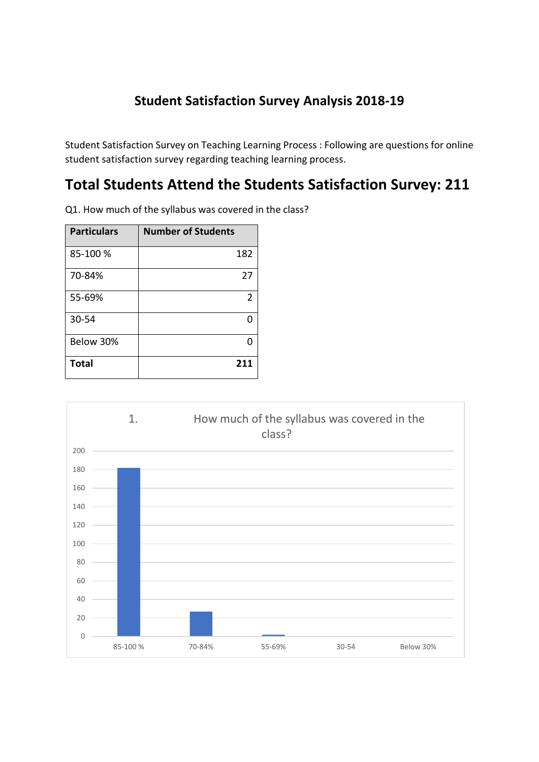## Student Satisfaction Survey Analysis 2018-19

Student Satisfaction Survey on Teaching Learning Process : Following are questions for online student satisfaction survey regarding teaching learning process.

# Total Students Attend the Students Satisfaction Survey: 211

Q1. How much of the syllabus was covered in the class?

| Particulars | Number of Students |
|---|---|
| 85-100 % | 182 |
| 70-84% | 27 |
| 55-69% | 2 |
| 30-54 | 0 |
| Below 30% | 0 |
| **Total** | **211** |

1. How much of the syllabus was covered in the class?

| | 85-100 % | 70-84% | 55-69% | 30-54 | Below 30% |
|---|---|---|---|---|---|
| Number of Students | 182 | 27 | 2 | 0 | 0 |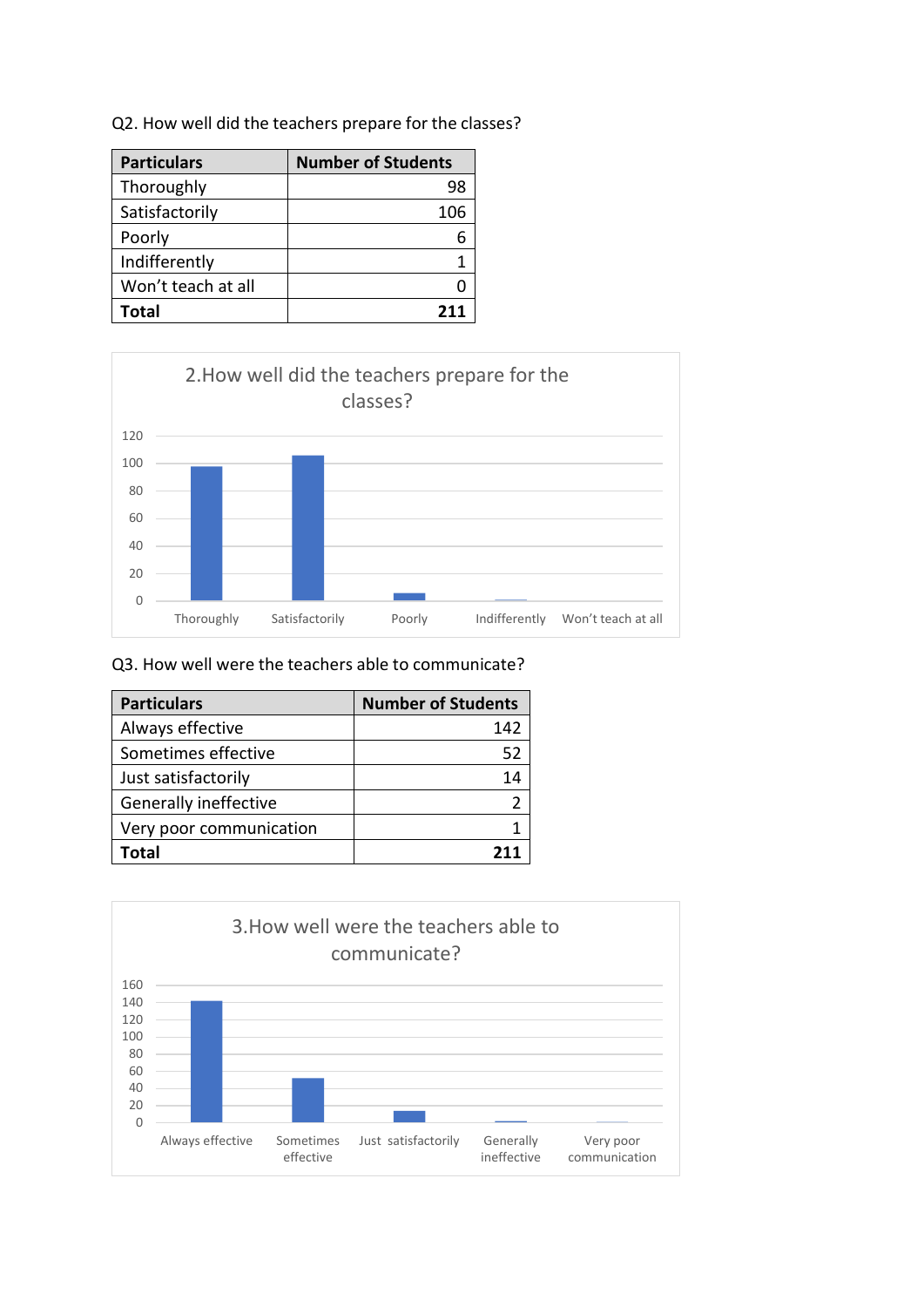Q2. How well did the teachers prepare for the classes?

| Particulars | Number of Students |
| --- | --- |
| Thoroughly | 98 |
| Satisfactorily | 106 |
| Poorly | 6 |
| Indifferently | 1 |
| Won't teach at all | 0 |
| **Total** | **211** |

2.How well did the teachers prepare for the classes?

| Particulars | Value |
| --- | --- |
| Thoroughly | 98 |
| Satisfactorily | 106 |
| Poorly | 6 |
| Indifferently | 1 |
| Won't teach at all | 0 |

Q3. How well were the teachers able to communicate?

| Particulars | Number of Students |
| --- | --- |
| Always effective | 142 |
| Sometimes effective | 52 |
| Just satisfactorily | 14 |
| Generally ineffective | 2 |
| Very poor communication | 1 |
| **Total** | **211** |

3.How well were the teachers able to communicate?

| Particulars | Value |
| --- | --- |
| Always effective | 142 |
| Sometimes effective | 52 |
| Just satisfactorily | 14 |
| Generally ineffective | 2 |
| Very poor communication | 1 |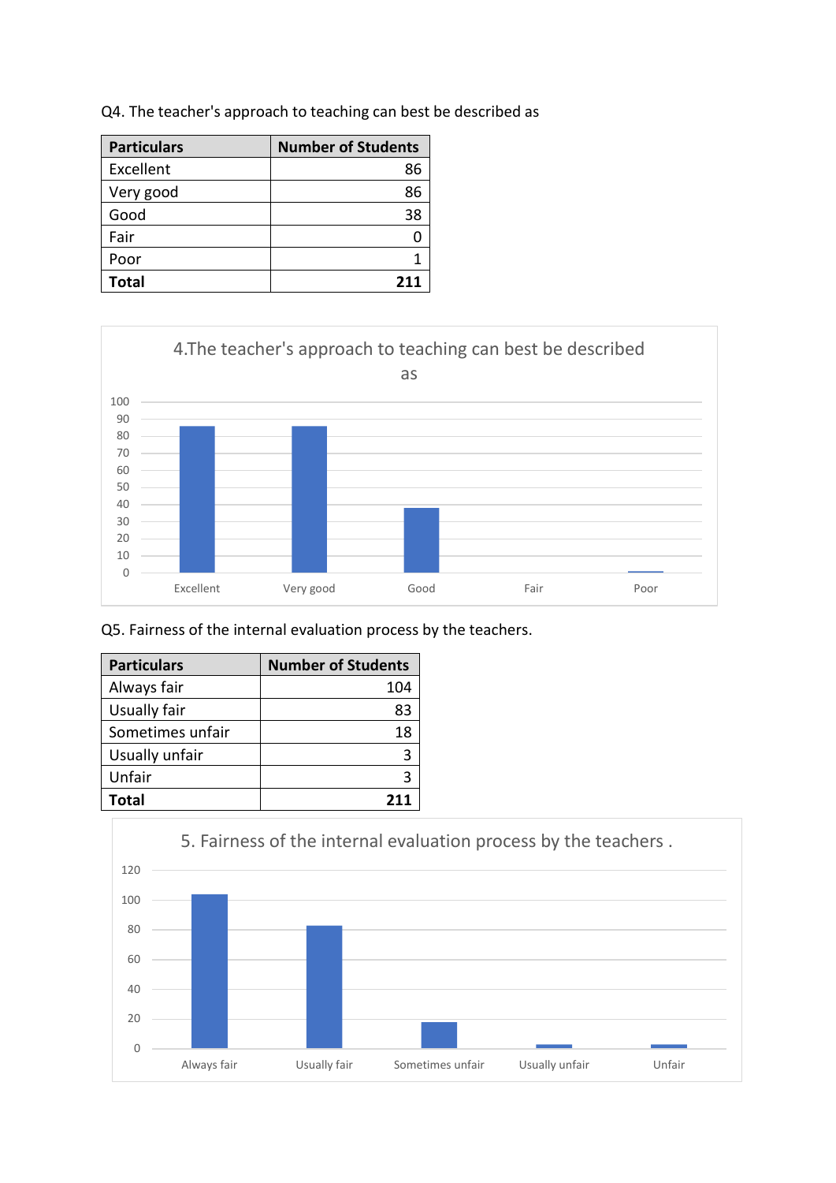Q4. The teacher's approach to teaching can best be described as

| Particulars | Number of Students |
|---|---|
| Excellent | 86 |
| Very good | 86 |
| Good | 38 |
| Fair | 0 |
| Poor | 1 |
| **Total** | **211** |

4.The teacher's approach to teaching can best be described as

Q5. Fairness of the internal evaluation process by the teachers.

| Particulars | Number of Students |
|---|---|
| Always fair | 104 |
| Usually fair | 83 |
| Sometimes unfair | 18 |
| Usually unfair | 3 |
| Unfair | 3 |
| **Total** | **211** |

5. Fairness of the internal evaluation process by the teachers .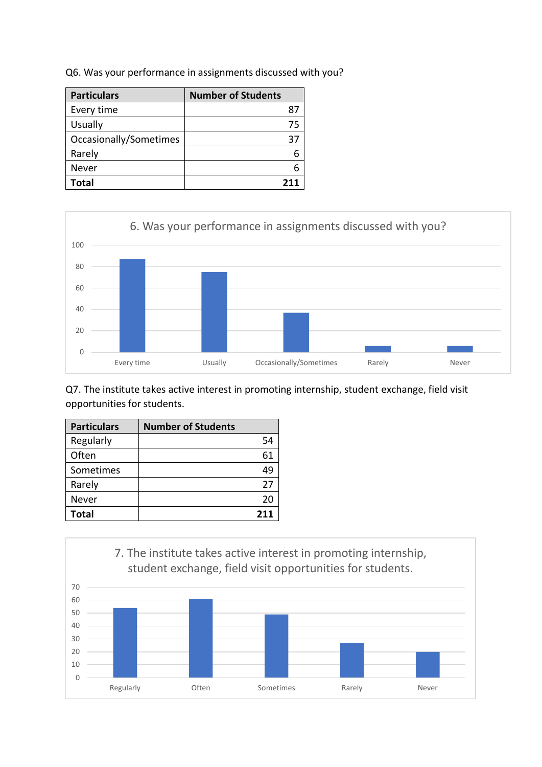Q6. Was your performance in assignments discussed with you?

| Particulars | Number of Students |
|---|---|
| Every time | 87 |
| Usually | 75 |
| Occasionally/Sometimes | 37 |
| Rarely | 6 |
| Never | 6 |
| **Total** | **211** |

Q7. The institute takes active interest in promoting internship, student exchange, field visit opportunities for students.

| Particulars | Number of Students |
|---|---|
| Regularly | 54 |
| Often | 61 |
| Sometimes | 49 |
| Rarely | 27 |
| Never | 20 |
| **Total** | **211** |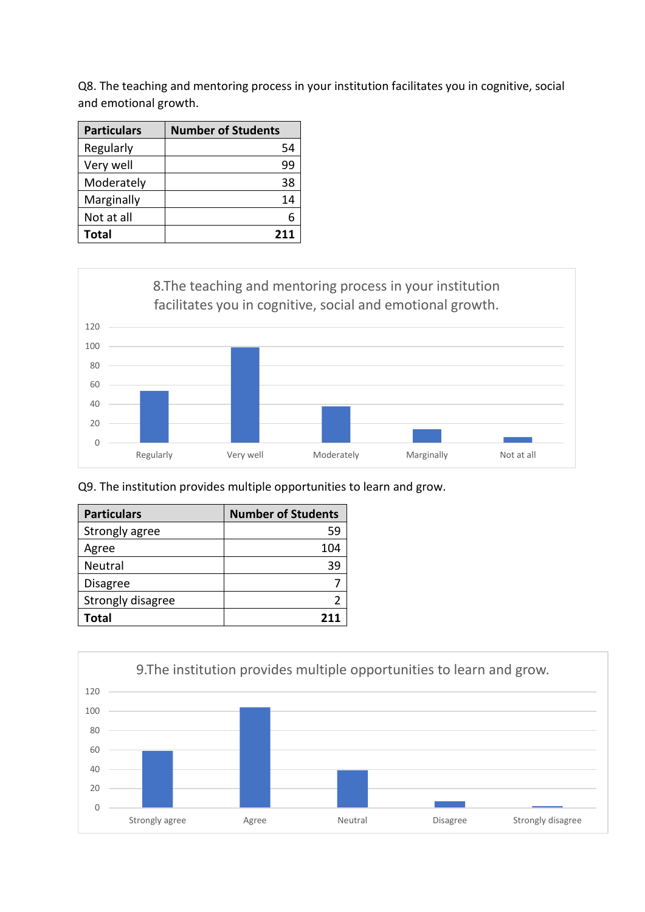Q8. The teaching and mentoring process in your institution facilitates you in cognitive, social and emotional growth.

| Particulars | Number of Students |
|---|---|
| Regularly | 54 |
| Very well | 99 |
| Moderately | 38 |
| Marginally | 14 |
| Not at all | 6 |
| **Total** | **211** |

8.The teaching and mentoring process in your institution facilitates you in cognitive, social and emotional growth.

Q9. The institution provides multiple opportunities to learn and grow.

| Particulars | Number of Students |
|---|---|
| Strongly agree | 59 |
| Agree | 104 |
| Neutral | 39 |
| Disagree | 7 |
| Strongly disagree | 2 |
| **Total** | **211** |

9.The institution provides multiple opportunities to learn and grow.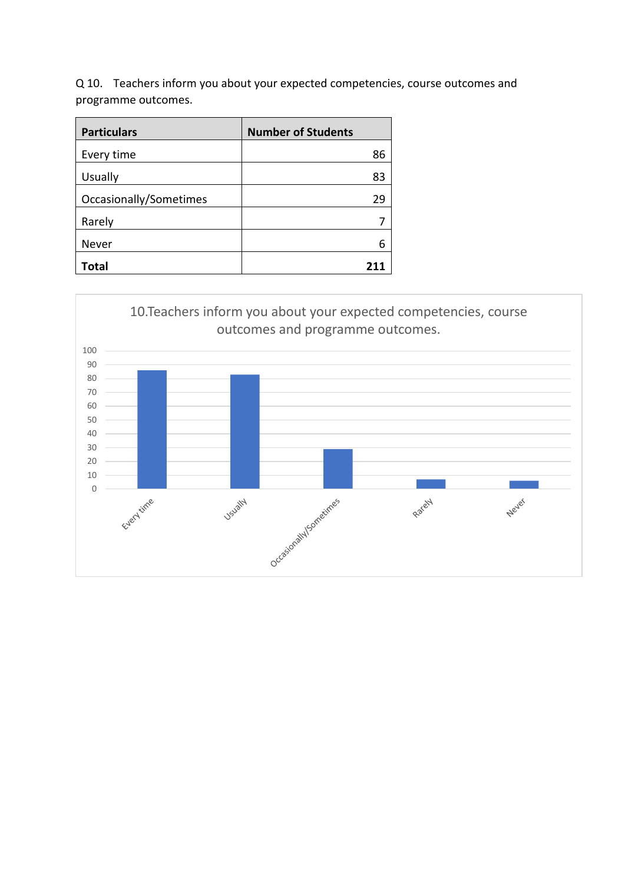Q 10. Teachers inform you about your expected competencies, course outcomes and programme outcomes.

| Particulars | Number of Students |
|---|---|
| Every time | 86 |
| Usually | 83 |
| Occasionally/Sometimes | 29 |
| Rarely | 7 |
| Never | 6 |
| **Total** | **211** |

10.Teachers inform you about your expected competencies, course outcomes and programme outcomes.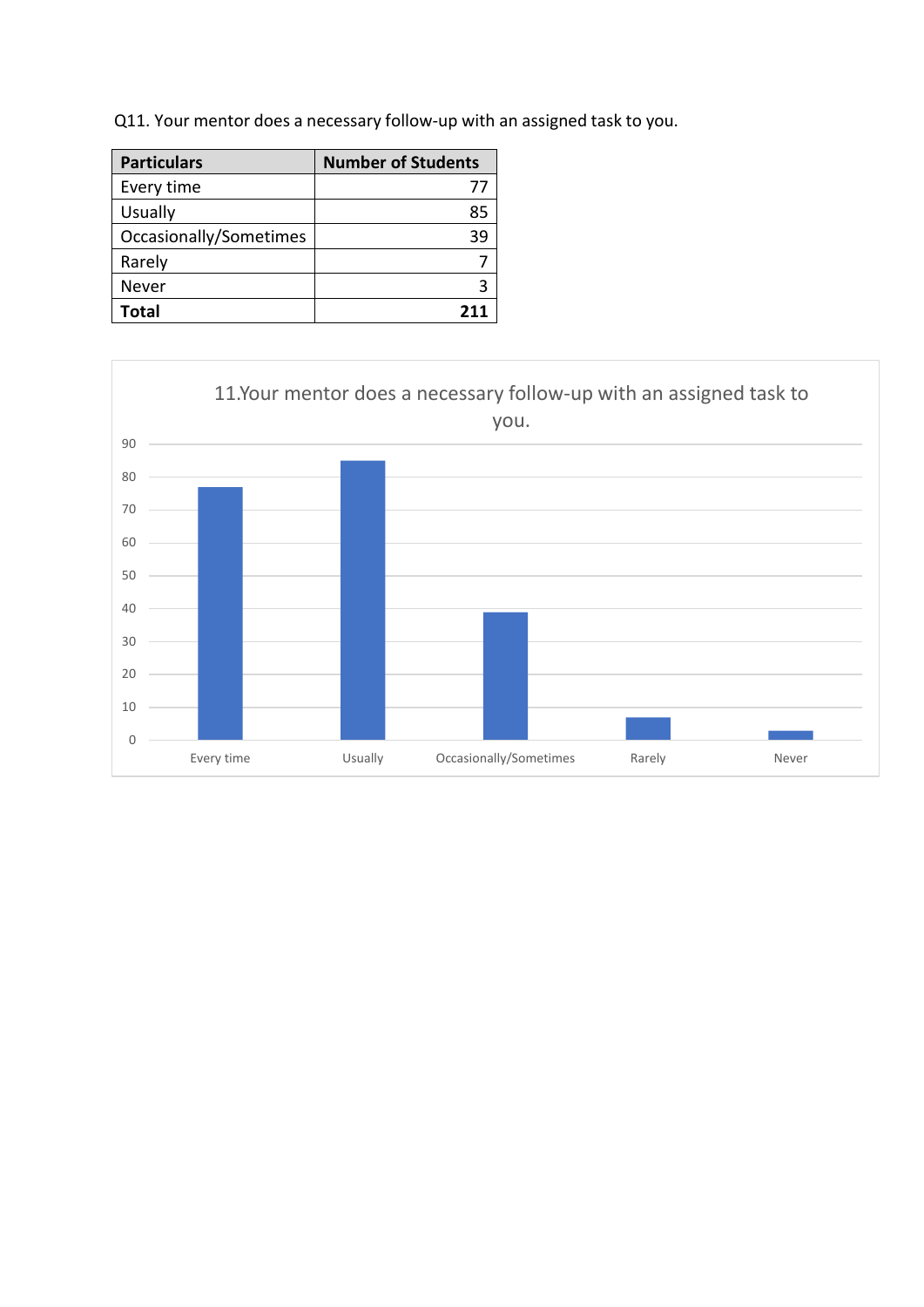Q11. Your mentor does a necessary follow-up with an assigned task to you.

| Particulars | Number of Students |
| --- | --- |
| Every time | 77 |
| Usually | 85 |
| Occasionally/Sometimes | 39 |
| Rarely | 7 |
| Never | 3 |
| **Total** | **211** |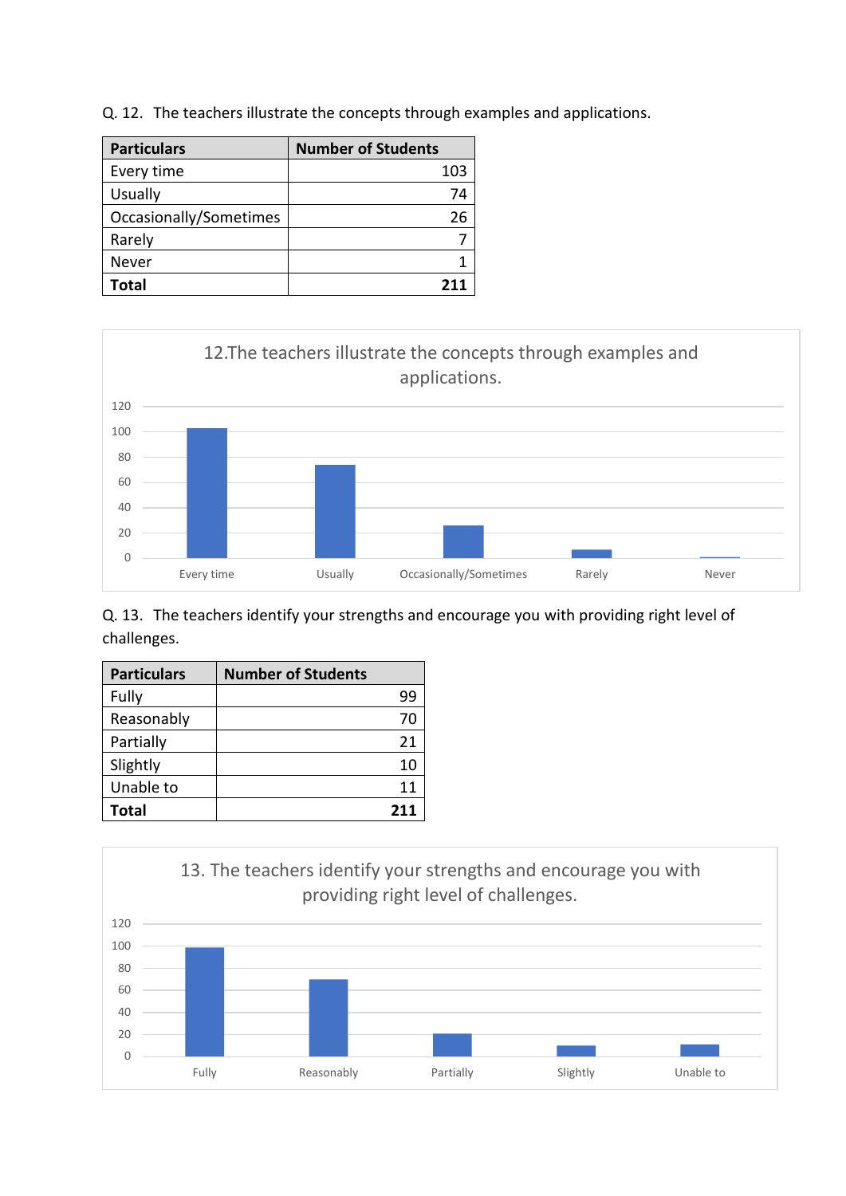Q. 12. The teachers illustrate the concepts through examples and applications.

| Particulars | Number of Students |
| --- | ---: |
| Every time | 103 |
| Usually | 74 |
| Occasionally/Sometimes | 26 |
| Rarely | 7 |
| Never | 1 |
| **Total** | **211** |

12.The teachers illustrate the concepts through examples and applications.

Q. 13. The teachers identify your strengths and encourage you with providing right level of challenges.

| Particulars | Number of Students |
| --- | ---: |
| Fully | 99 |
| Reasonably | 70 |
| Partially | 21 |
| Slightly | 10 |
| Unable to | 11 |
| **Total** | **211** |

13. The teachers identify your strengths and encourage you with providing right level of challenges.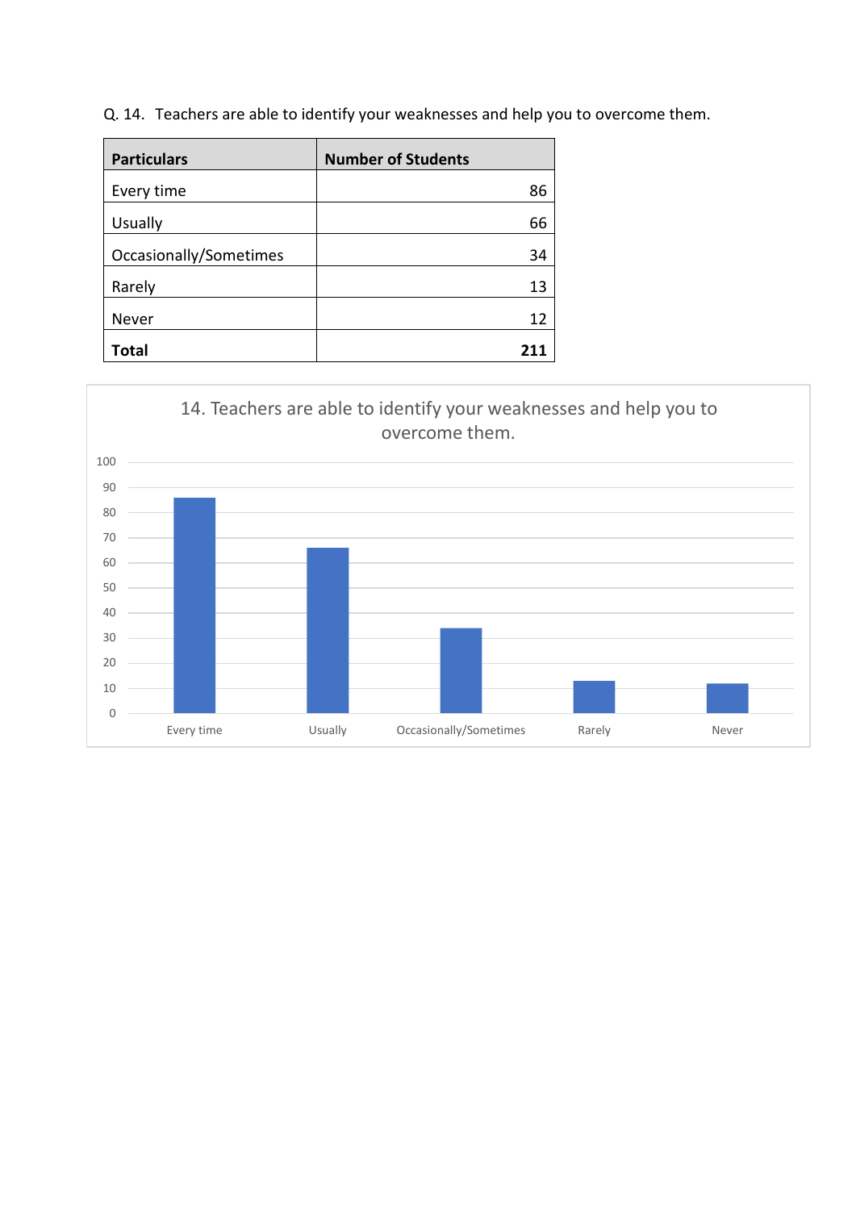Q. 14. Teachers are able to identify your weaknesses and help you to overcome them.

| Particulars | Number of Students |
|---|---|
| Every time | 86 |
| Usually | 66 |
| Occasionally/Sometimes | 34 |
| Rarely | 13 |
| Never | 12 |
| **Total** | **211** |

14. Teachers are able to identify your weaknesses and help you to overcome them.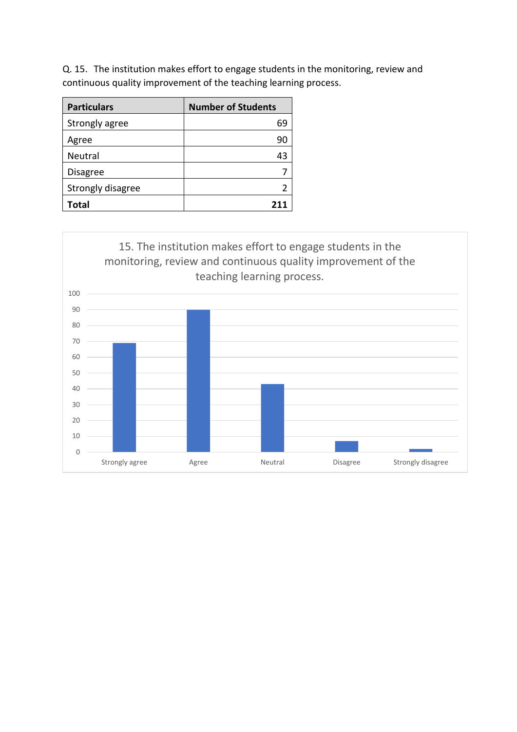Q. 15. The institution makes effort to engage students in the monitoring, review and continuous quality improvement of the teaching learning process.

| Particulars | Number of Students |
| --- | --- |
| Strongly agree | 69 |
| Agree | 90 |
| Neutral | 43 |
| Disagree | 7 |
| Strongly disagree | 2 |
| **Total** | **211** |

15. The institution makes effort to engage students in the monitoring, review and continuous quality improvement of the teaching learning process.

| Particulars | Number of Students |
| --- | --- |
| Strongly agree | 69 |
| Agree | 90 |
| Neutral | 43 |
| Disagree | 7 |
| Strongly disagree | 2 |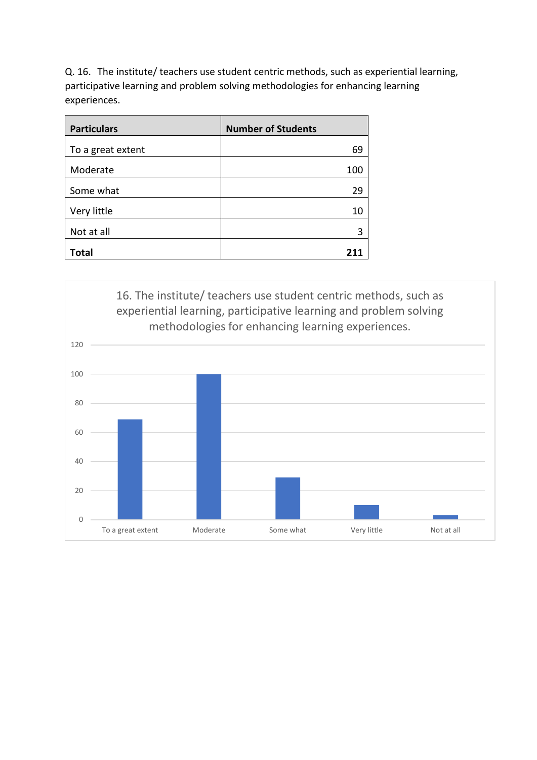Q. 16. The institute/ teachers use student centric methods, such as experiential learning, participative learning and problem solving methodologies for enhancing learning experiences.

| Particulars | Number of Students |
| --- | --- |
| To a great extent | 69 |
| Moderate | 100 |
| Some what | 29 |
| Very little | 10 |
| Not at all | 3 |
| **Total** | **211** |

16. The institute/ teachers use student centric methods, such as experiential learning, participative learning and problem solving methodologies for enhancing learning experiences.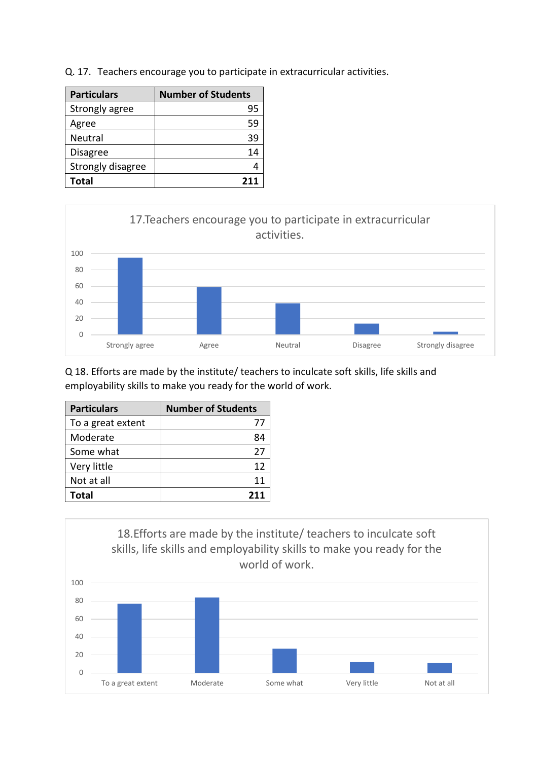Q. 17. Teachers encourage you to participate in extracurricular activities.

| Particulars | Number of Students |
|---|---|
| Strongly agree | 95 |
| Agree | 59 |
| Neutral | 39 |
| Disagree | 14 |
| Strongly disagree | 4 |
| **Total** | **211** |

Q 18. Efforts are made by the institute/ teachers to inculcate soft skills, life skills and employability skills to make you ready for the world of work.

| Particulars | Number of Students |
|---|---|
| To a great extent | 77 |
| Moderate | 84 |
| Some what | 27 |
| Very little | 12 |
| Not at all | 11 |
| **Total** | **211** |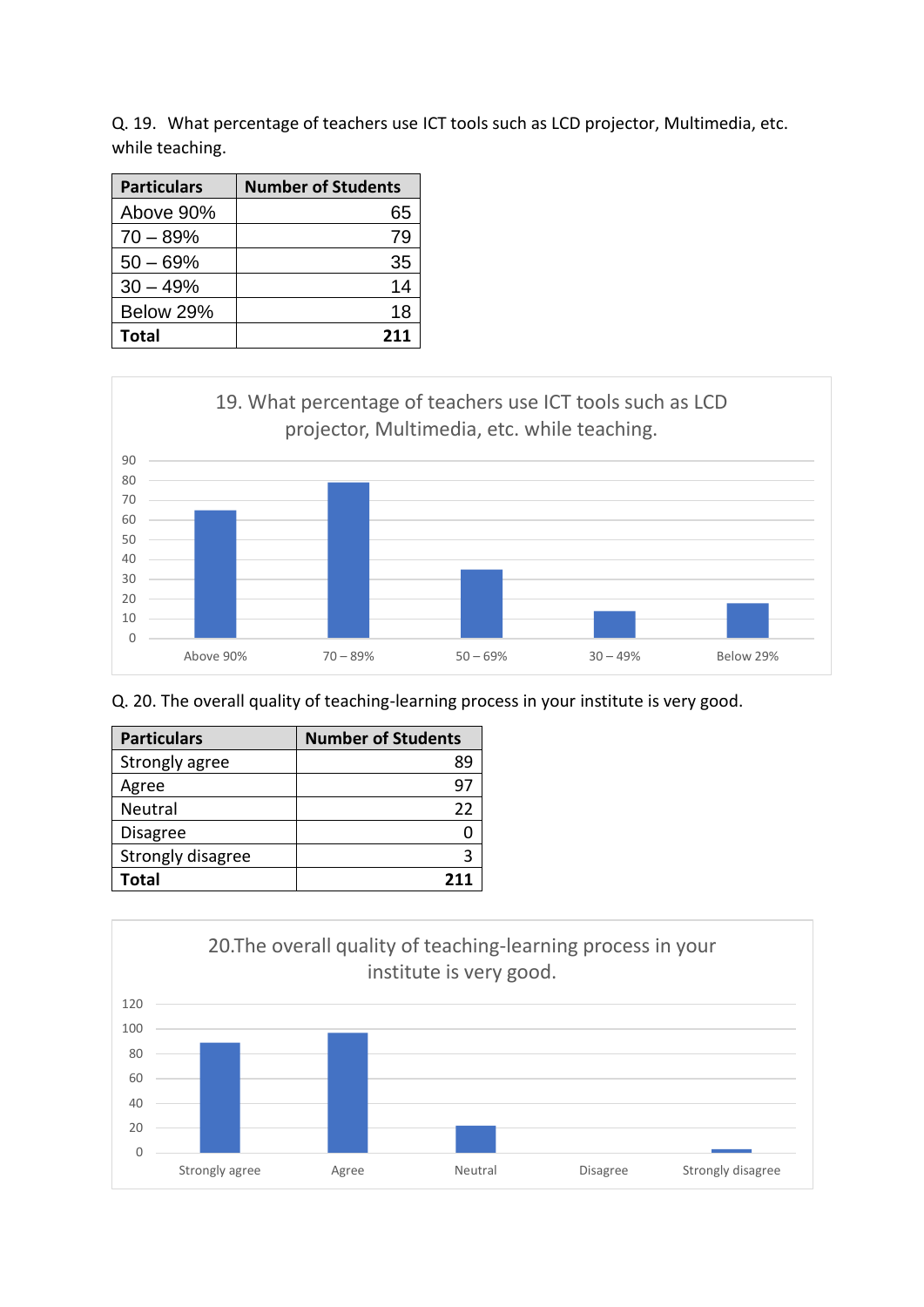Q. 19. What percentage of teachers use ICT tools such as LCD projector, Multimedia, etc. while teaching.

| Particulars | Number of Students |
|---|---|
| Above 90% | 65 |
| 70 – 89% | 79 |
| 50 – 69% | 35 |
| 30 – 49% | 14 |
| Below 29% | 18 |
| **Total** | **211** |

19. What percentage of teachers use ICT tools such as LCD projector, Multimedia, etc. while teaching.

90
80
70
60
50
40
30
20
10
0

Above 90%
70 – 89%
50 – 69%
30 – 49%
Below 29%

Q. 20. The overall quality of teaching-learning process in your institute is very good.

| Particulars | Number of Students |
|---|---|
| Strongly agree | 89 |
| Agree | 97 |
| Neutral | 22 |
| Disagree | 0 |
| Strongly disagree | 3 |
| **Total** | **211** |

20.The overall quality of teaching-learning process in your institute is very good.

120
100
80
60
40
20
0

Strongly agree
Agree
Neutral
Disagree
Strongly disagree